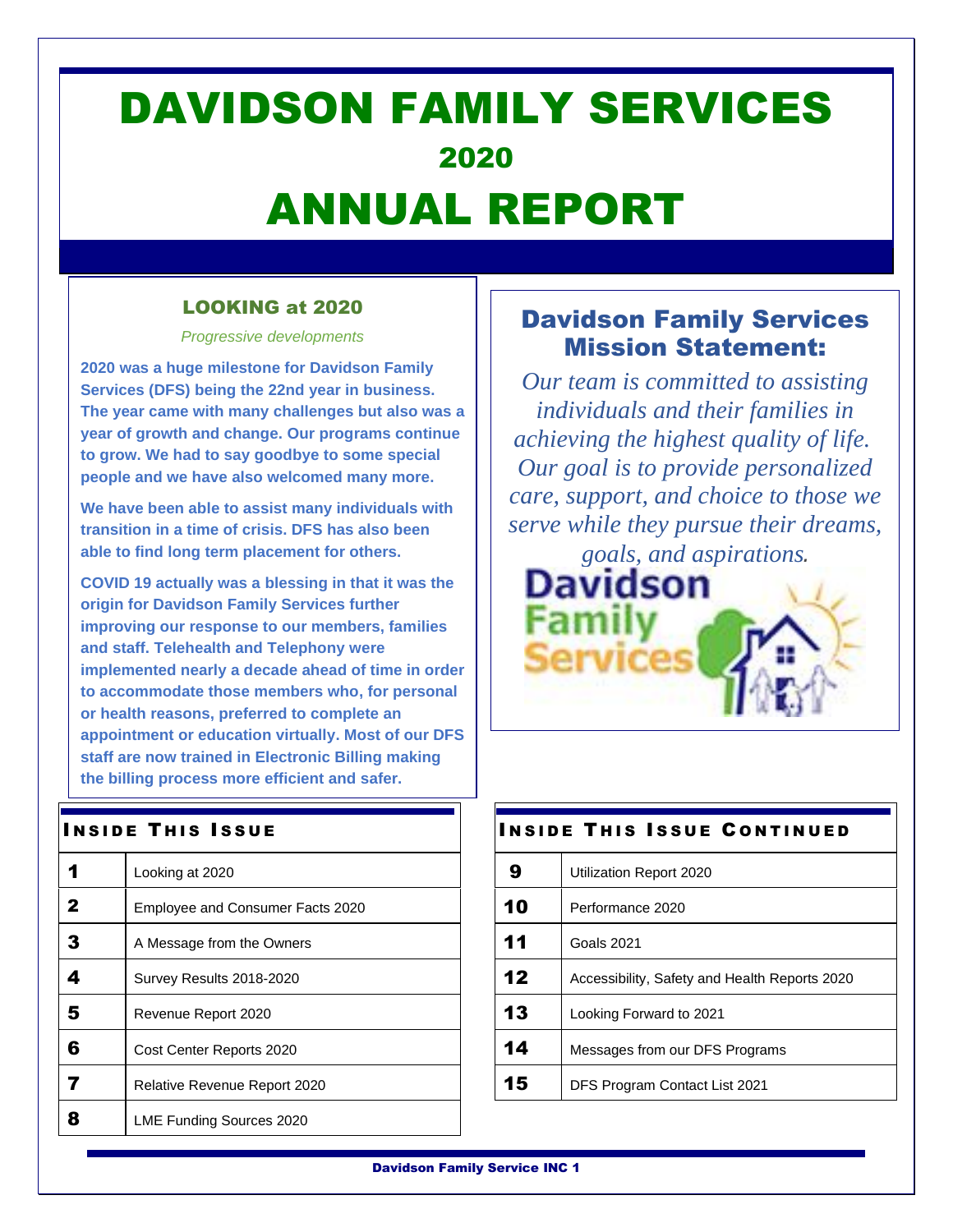# DAVIDSON FAMILY SERVICES

## 2020

# ANNUAL REPORT

### LOOKING at 2020

*Progressive developments*

**2020 was a huge milestone for Davidson Family Services (DFS) being the 22nd year in business. The year came with many challenges but also was a year of growth and change. Our programs continue to grow. We had to say goodbye to some special people and we have also welcomed many more.**

**We have been able to assist many individuals with transition in a time of crisis. DFS has also been able to find long term placement for others.**

**COVID 19 actually was a blessing in that it was the origin for Davidson Family Services further improving our response to our members, families and staff. Telehealth and Telephony were implemented nearly a decade ahead of time in order to accommodate those members who, for personal or health reasons, preferred to complete an appointment or education virtually. Most of our DFS staff are now trained in Electronic Billing making the billing process more efficient and safer.**

## Davidson Family Services Mission Statement:

*Our team is committed to assisting individuals and their families in achieving the highest quality of life. Our goal is to provide personalized care, support, and choice to those we serve while they pursue their dreams, goals, and aspirations.*

Davidson Family Services

### INSIDE THIS ISSUE

| | |
|---|---|
| **1** | Looking at 2020 |
| **2** | Employee and Consumer Facts 2020 |
| **3** | A Message from the Owners |
| **4** | Survey Results 2018-2020 |
| **5** | Revenue Report 2020 |
| **6** | Cost Center Reports 2020 |
| **7** | Relative Revenue Report 2020 |
| **8** | LME Funding Sources 2020 |

### INSIDE THIS ISSUE CONTINUED

| | |
|---|---|
| **9** | Utilization Report 2020 |
| **10** | Performance 2020 |
| **11** | Goals 2021 |
| **12** | Accessibility, Safety and Health Reports 2020 |
| **13** | Looking Forward to 2021 |
| **14** | Messages from our DFS Programs |
| **15** | DFS Program Contact List 2021 |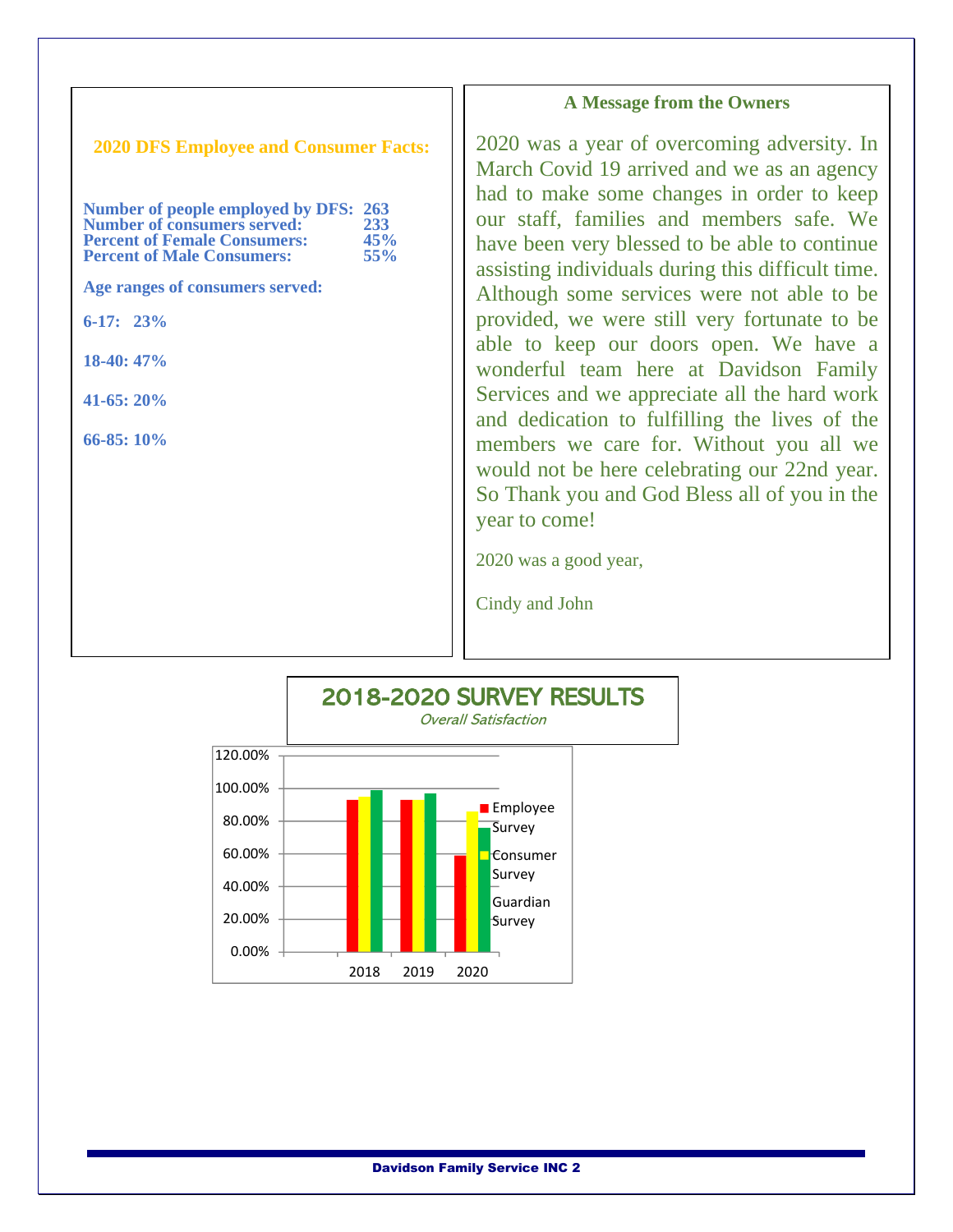## 2020 DFS Employee and Consumer Facts:

**Number of people employed by DFS: 263**
**Number of consumers served: 233**
**Percent of Female Consumers: 45%**
**Percent of Male Consumers: 55%**

**Age ranges of consumers served:**

**6-17: 23%**

**18-40: 47%**

**41-65: 20%**

**66-85: 10%**

### A Message from the Owners

2020 was a year of overcoming adversity. In March Covid 19 arrived and we as an agency had to make some changes in order to keep our staff, families and members safe. We have been very blessed to be able to continue assisting individuals during this difficult time. Although some services were not able to be provided, we were still very fortunate to be able to keep our doors open. We have a wonderful team here at Davidson Family Services and we appreciate all the hard work and dedication to fulfilling the lives of the members we care for. Without you all we would not be here celebrating our 22nd year. So Thank you and God Bless all of you in the year to come!

2020 was a good year,

Cindy and John

## 2018-2020 SURVEY RESULTS

*Overall Satisfaction*

| Year | Employee Survey | Consumer Survey | Guardian Survey |
|---|---|---|---|
| 2018 | ~93% | ~95% | ~99% |
| 2019 | ~93% | ~93% | ~97% |
| 2020 | ~59% | ~86% | ~76% |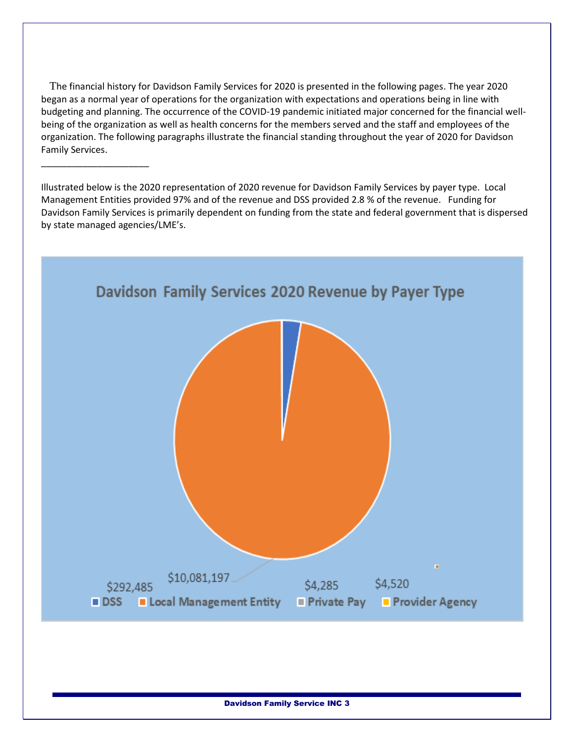The financial history for Davidson Family Services for 2020 is presented in the following pages. The year 2020 began as a normal year of operations for the organization with expectations and operations being in line with budgeting and planning. The occurrence of the COVID-19 pandemic initiated major concerned for the financial well-being of the organization as well as health concerns for the members served and the staff and employees of the organization. The following paragraphs illustrate the financial standing throughout the year of 2020 for Davidson Family Services.

---

Illustrated below is the 2020 representation of 2020 revenue for Davidson Family Services by payer type. Local Management Entities provided 97% and of the revenue and DSS provided 2.8 % of the revenue. Funding for Davidson Family Services is primarily dependent on funding from the state and federal government that is dispersed by state managed agencies/LME's.

**Davidson Family Services 2020 Revenue by Payer Type**

| Payer Type | Revenue |
| --- | --- |
| DSS | $292,485 |
| Local Management Entity | $10,081,197 |
| Private Pay | $4,285 |
| Provider Agency | $4,520 |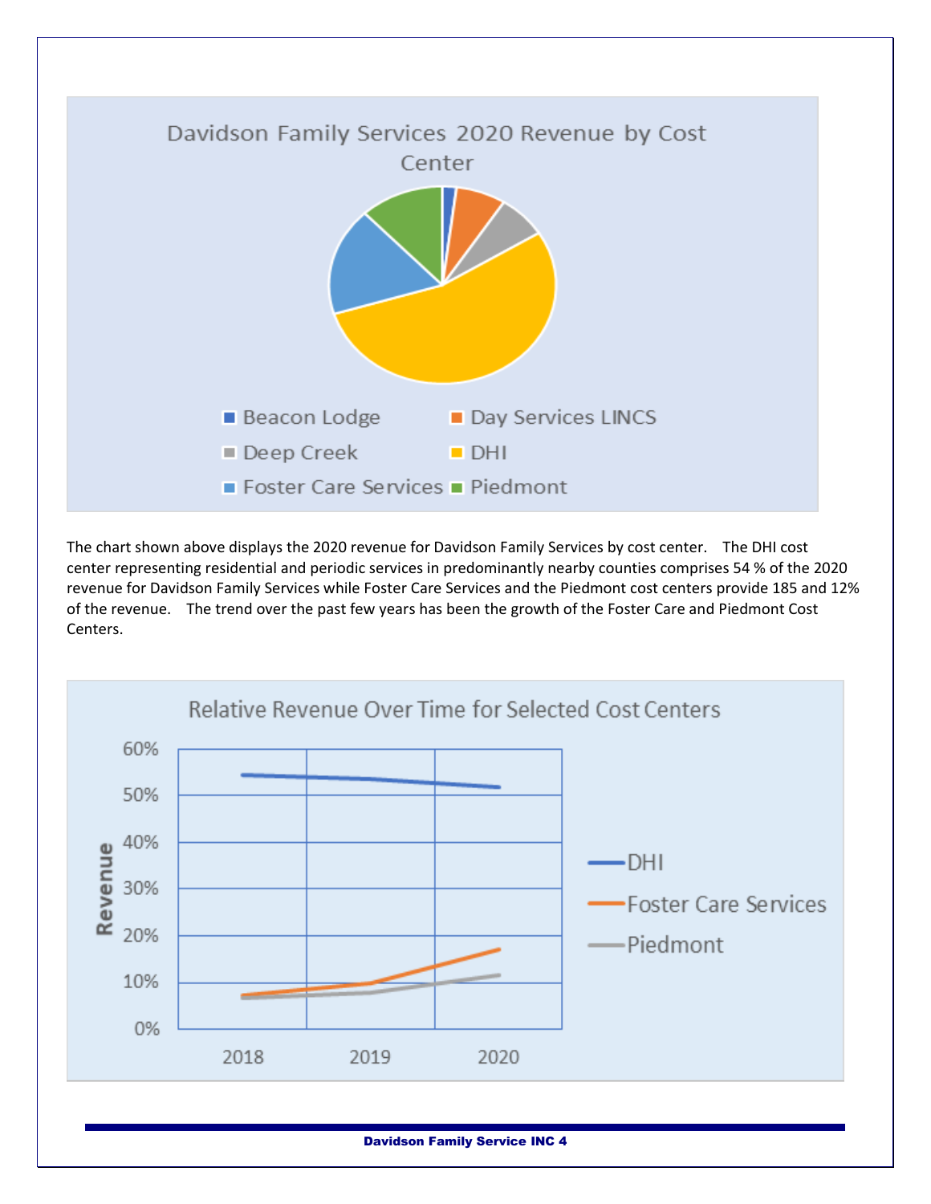Davidson Family Services 2020 Revenue by Cost Center

Beacon Lodge | Day Services LINCS | Deep Creek | DHI | Foster Care Services | Piedmont

The chart shown above displays the 2020 revenue for Davidson Family Services by cost center. The DHI cost center representing residential and periodic services in predominantly nearby counties comprises 54 % of the 2020 revenue for Davidson Family Services while Foster Care Services and the Piedmont cost centers provide 185 and 12% of the revenue. The trend over the past few years has been the growth of the Foster Care and Piedmont Cost Centers.

Relative Revenue Over Time for Selected Cost Centers

Revenue: 0%, 10%, 20%, 30%, 40%, 50%, 60%

Years: 2018, 2019, 2020

DHI | Foster Care Services | Piedmont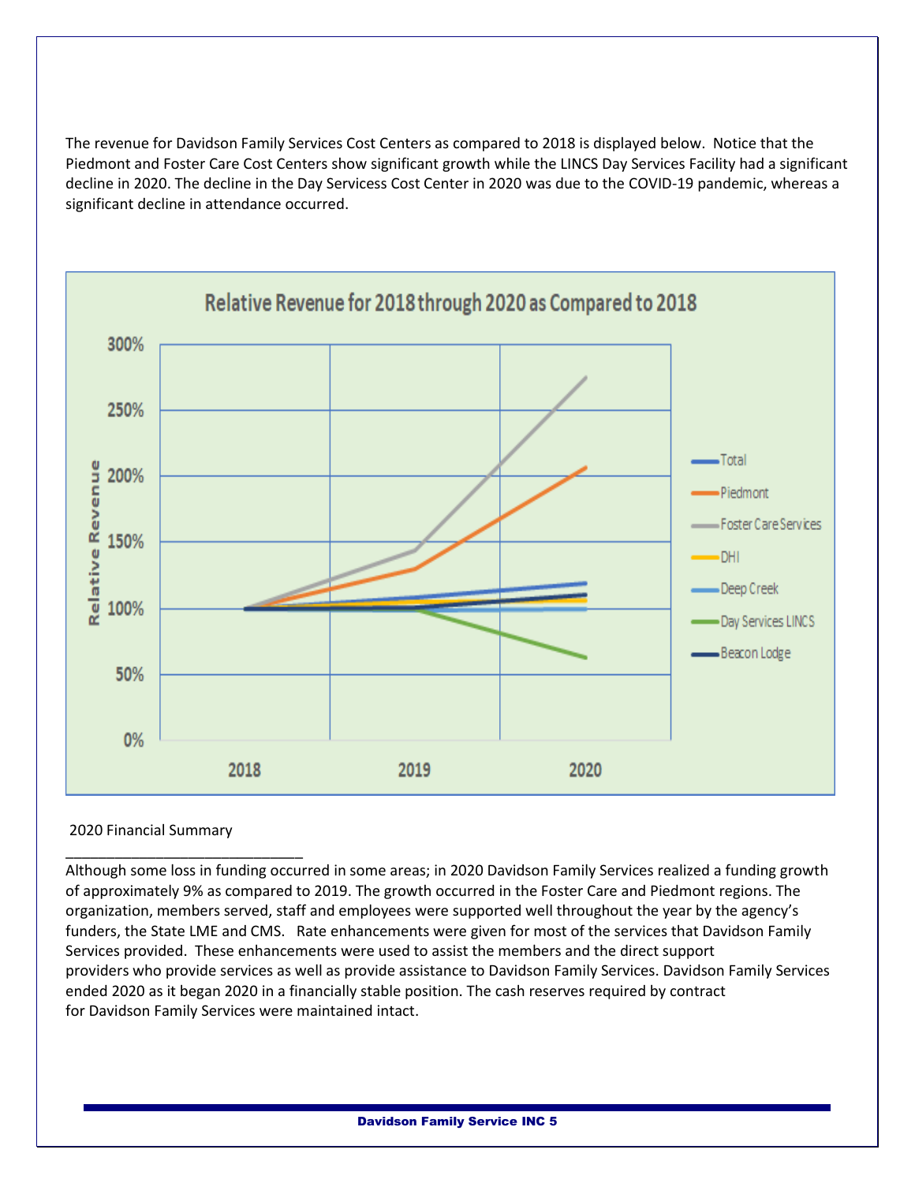The revenue for Davidson Family Services Cost Centers as compared to 2018 is displayed below. Notice that the Piedmont and Foster Care Cost Centers show significant growth while the LINCS Day Services Facility had a significant decline in 2020. The decline in the Day Servicess Cost Center in 2020 was due to the COVID-19 pandemic, whereas a significant decline in attendance occurred.

**Relative Revenue for 2018 through 2020 as Compared to 2018**

2020 Financial Summary

______________________________

Although some loss in funding occurred in some areas; in 2020 Davidson Family Services realized a funding growth of approximately 9% as compared to 2019. The growth occurred in the Foster Care and Piedmont regions. The organization, members served, staff and employees were supported well throughout the year by the agency's funders, the State LME and CMS. Rate enhancements were given for most of the services that Davidson Family Services provided. These enhancements were used to assist the members and the direct support providers who provide services as well as provide assistance to Davidson Family Services. Davidson Family Services ended 2020 as it began 2020 in a financially stable position. The cash reserves required by contract for Davidson Family Services were maintained intact.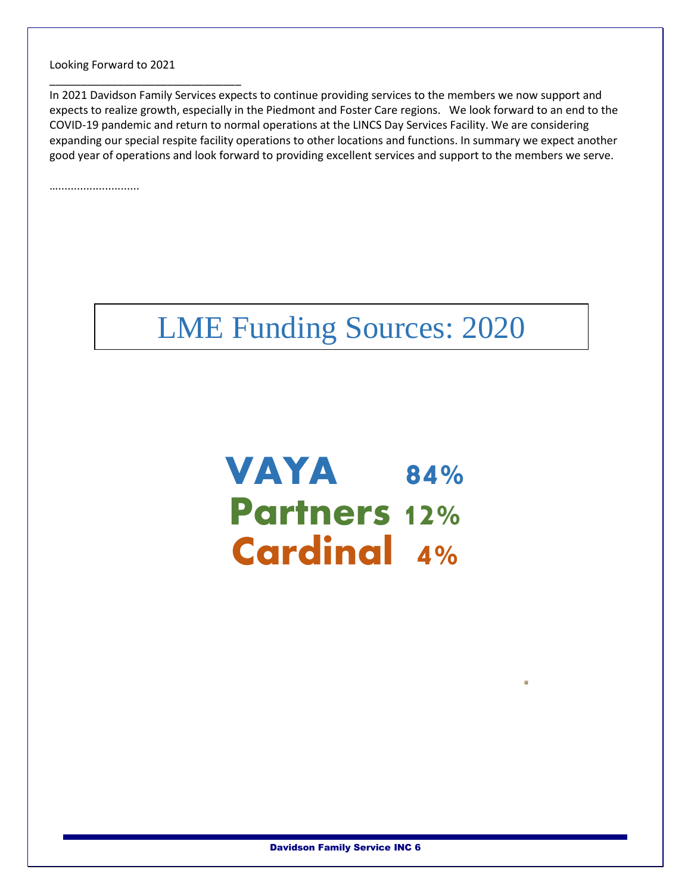Looking Forward to 2021

---

In 2021 Davidson Family Services expects to continue providing services to the members we now support and expects to realize growth, especially in the Piedmont and Foster Care regions. We look forward to an end to the COVID-19 pandemic and return to normal operations at the LINCS Day Services Facility. We are considering expanding our special respite facility operations to other locations and functions. In summary we expect another good year of operations and look forward to providing excellent services and support to the members we serve.

............................

# LME Funding Sources: 2020

**VAYA 84%**

**Partners 12%**

**Cardinal 4%**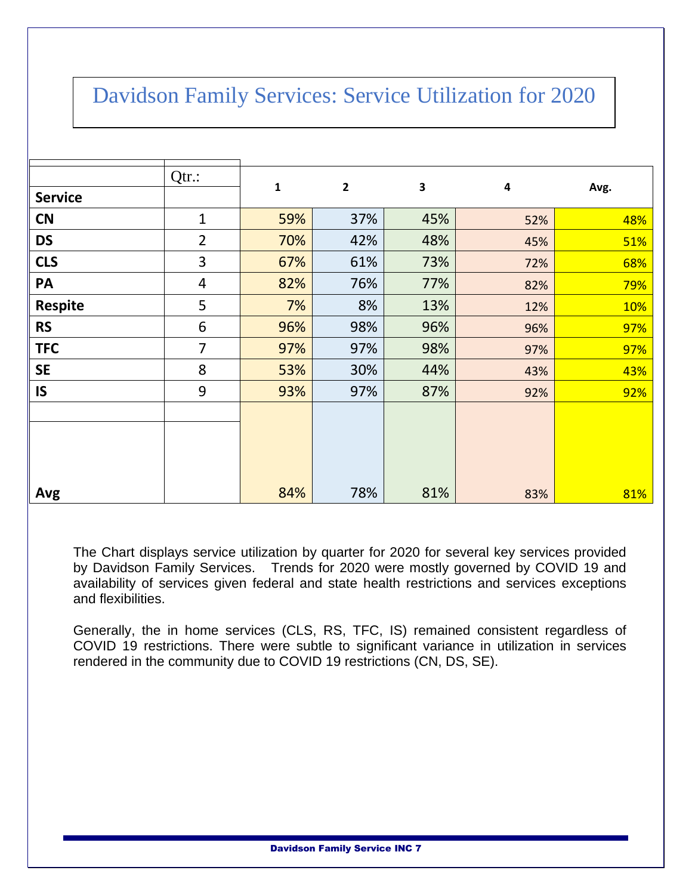# Davidson Family Services: Service Utilization for 2020

| Service | Qtr.: | 1 | 2 | 3 | 4 | Avg. |
|---|---|---|---|---|---|---|
| CN | 1 | 59% | 37% | 45% | 52% | 48% |
| DS | 2 | 70% | 42% | 48% | 45% | 51% |
| CLS | 3 | 67% | 61% | 73% | 72% | 68% |
| PA | 4 | 82% | 76% | 77% | 82% | 79% |
| Respite | 5 | 7% | 8% | 13% | 12% | 10% |
| RS | 6 | 96% | 98% | 96% | 96% | 97% |
| TFC | 7 | 97% | 97% | 98% | 97% | 97% |
| SE | 8 | 53% | 30% | 44% | 43% | 43% |
| IS | 9 | 93% | 97% | 87% | 92% | 92% |
| Avg | | 84% | 78% | 81% | 83% | 81% |

The Chart displays service utilization by quarter for 2020 for several key services provided by Davidson Family Services. Trends for 2020 were mostly governed by COVID 19 and availability of services given federal and state health restrictions and services exceptions and flexibilities.

Generally, the in home services (CLS, RS, TFC, IS) remained consistent regardless of COVID 19 restrictions. There were subtle to significant variance in utilization in services rendered in the community due to COVID 19 restrictions (CN, DS, SE).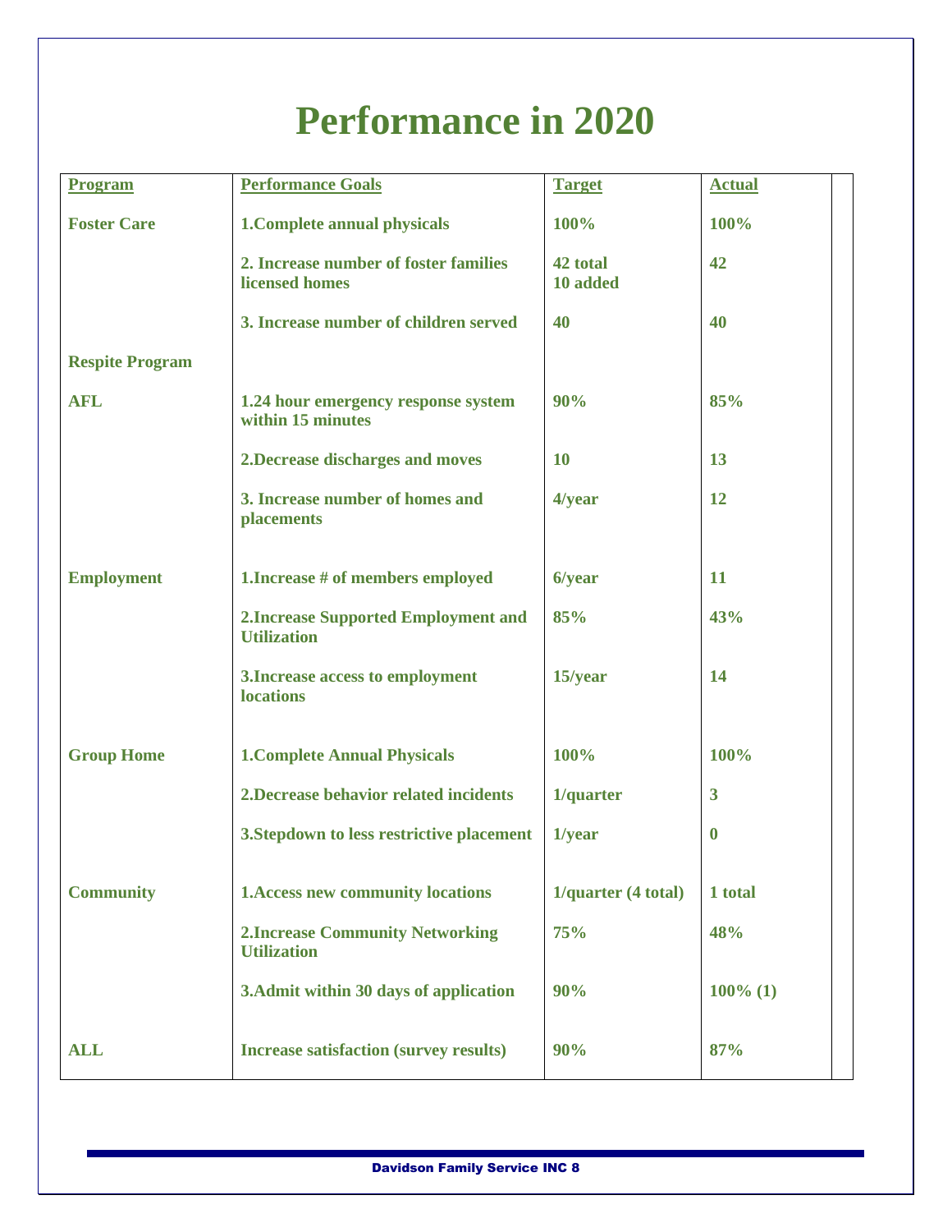# Performance in 2020

| Program | Performance Goals | Target | Actual |
|---|---|---|---|
| Foster Care | 1.Complete annual physicals | 100% | 100% |
| | 2. Increase number of foster families licensed homes | 42 total 10 added | 42 |
| | 3. Increase number of children served | 40 | 40 |
| Respite Program | | | |
| AFL | 1.24 hour emergency response system within 15 minutes | 90% | 85% |
| | 2.Decrease discharges and moves | 10 | 13 |
| | 3. Increase number of homes and placements | 4/year | 12 |
| Employment | 1.Increase # of members employed | 6/year | 11 |
| | 2.Increase Supported Employment and Utilization | 85% | 43% |
| | 3.Increase access to employment locations | 15/year | 14 |
| Group Home | 1.Complete Annual Physicals | 100% | 100% |
| | 2.Decrease behavior related incidents | 1/quarter | 3 |
| | 3.Stepdown to less restrictive placement | 1/year | 0 |
| Community | 1.Access new community locations | 1/quarter (4 total) | 1 total |
| | 2.Increase Community Networking Utilization | 75% | 48% |
| | 3.Admit within 30 days of application | 90% | 100% (1) |
| ALL | Increase satisfaction (survey results) | 90% | 87% |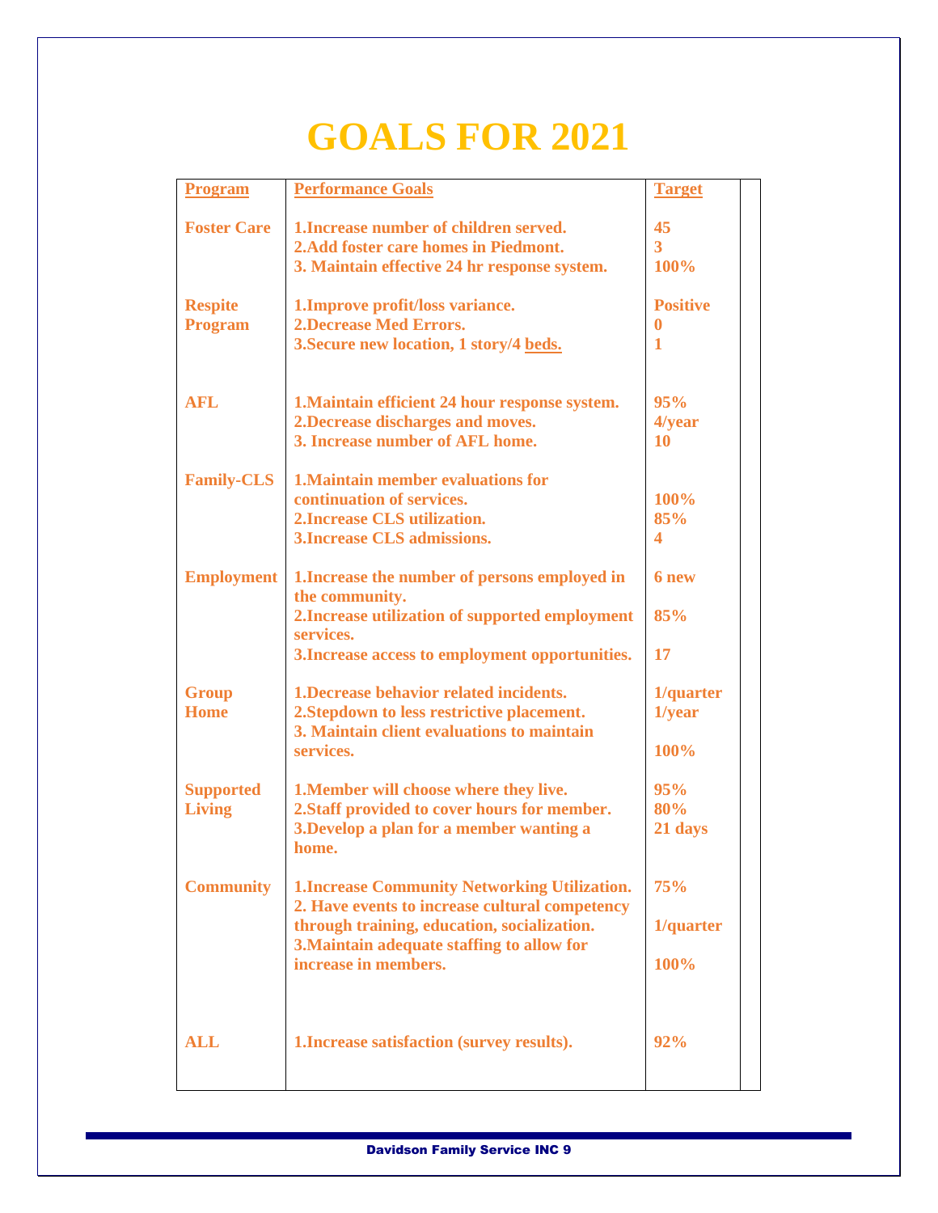# GOALS FOR 2021

| Program | Performance Goals | Target |
|---|---|---|
| **Foster Care** | 1.Increase number of children served.<br>2.Add foster care homes in Piedmont.<br>3. Maintain effective 24 hr response system. | 45<br>3<br>100% |
| **Respite Program** | 1.Improve profit/loss variance.<br>2.Decrease Med Errors.<br>3.Secure new location, 1 story/4 beds. | Positive<br>0<br>1 |
| **AFL** | 1.Maintain efficient 24 hour response system.<br>2.Decrease discharges and moves.<br>3. Increase number of AFL home. | 95%<br>4/year<br>10 |
| **Family-CLS** | 1.Maintain member evaluations for continuation of services.<br>2.Increase CLS utilization.<br>3.Increase CLS admissions. | 100%<br>85%<br>4 |
| **Employment** | 1.Increase the number of persons employed in the community.<br>2.Increase utilization of supported employment services.<br>3.Increase access to employment opportunities. | 6 new<br>85%<br>17 |
| **Group Home** | 1.Decrease behavior related incidents.<br>2.Stepdown to less restrictive placement.<br>3. Maintain client evaluations to maintain services. | 1/quarter<br>1/year<br>100% |
| **Supported Living** | 1.Member will choose where they live.<br>2.Staff provided to cover hours for member.<br>3.Develop a plan for a member wanting a home. | 95%<br>80%<br>21 days |
| **Community** | 1.Increase Community Networking Utilization.<br>2. Have events to increase cultural competency through training, education, socialization.<br>3.Maintain adequate staffing to allow for increase in members. | 75%<br>1/quarter<br>100% |
| **ALL** | 1.Increase satisfaction (survey results). | 92% |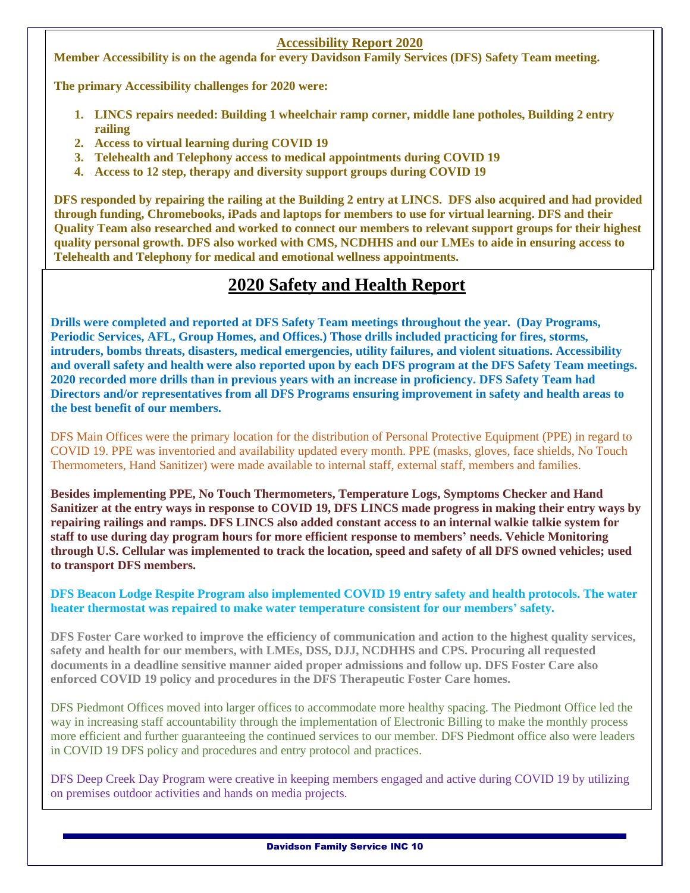## Accessibility Report 2020

**Member Accessibility is on the agenda for every Davidson Family Services (DFS) Safety Team meeting.**

**The primary Accessibility challenges for 2020 were:**

1. **LINCS repairs needed: Building 1 wheelchair ramp corner, middle lane potholes, Building 2 entry railing**
2. **Access to virtual learning during COVID 19**
3. **Telehealth and Telephony access to medical appointments during COVID 19**
4. **Access to 12 step, therapy and diversity support groups during COVID 19**

**DFS responded by repairing the railing at the Building 2 entry at LINCS. DFS also acquired and had provided through funding, Chromebooks, iPads and laptops for members to use for virtual learning. DFS and their Quality Team also researched and worked to connect our members to relevant support groups for their highest quality personal growth. DFS also worked with CMS, NCDHHS and our LMEs to aide in ensuring access to Telehealth and Telephony for medical and emotional wellness appointments.**

## 2020 Safety and Health Report

**Drills were completed and reported at DFS Safety Team meetings throughout the year. (Day Programs, Periodic Services, AFL, Group Homes, and Offices.) Those drills included practicing for fires, storms, intruders, bombs threats, disasters, medical emergencies, utility failures, and violent situations. Accessibility and overall safety and health were also reported upon by each DFS program at the DFS Safety Team meetings. 2020 recorded more drills than in previous years with an increase in proficiency. DFS Safety Team had Directors and/or representatives from all DFS Programs ensuring improvement in safety and health areas to the best benefit of our members.**

DFS Main Offices were the primary location for the distribution of Personal Protective Equipment (PPE) in regard to COVID 19. PPE was inventoried and availability updated every month. PPE (masks, gloves, face shields, No Touch Thermometers, Hand Sanitizer) were made available to internal staff, external staff, members and families.

**Besides implementing PPE, No Touch Thermometers, Temperature Logs, Symptoms Checker and Hand Sanitizer at the entry ways in response to COVID 19, DFS LINCS made progress in making their entry ways by repairing railings and ramps. DFS LINCS also added constant access to an internal walkie talkie system for staff to use during day program hours for more efficient response to members' needs. Vehicle Monitoring through U.S. Cellular was implemented to track the location, speed and safety of all DFS owned vehicles; used to transport DFS members.**

**DFS Beacon Lodge Respite Program also implemented COVID 19 entry safety and health protocols. The water heater thermostat was repaired to make water temperature consistent for our members' safety.**

**DFS Foster Care worked to improve the efficiency of communication and action to the highest quality services, safety and health for our members, with LMEs, DSS, DJJ, NCDHHS and CPS. Procuring all requested documents in a deadline sensitive manner aided proper admissions and follow up. DFS Foster Care also enforced COVID 19 policy and procedures in the DFS Therapeutic Foster Care homes.**

DFS Piedmont Offices moved into larger offices to accommodate more healthy spacing. The Piedmont Office led the way in increasing staff accountability through the implementation of Electronic Billing to make the monthly process more efficient and further guaranteeing the continued services to our member. DFS Piedmont office also were leaders in COVID 19 DFS policy and procedures and entry protocol and practices.

DFS Deep Creek Day Program were creative in keeping members engaged and active during COVID 19 by utilizing on premises outdoor activities and hands on media projects.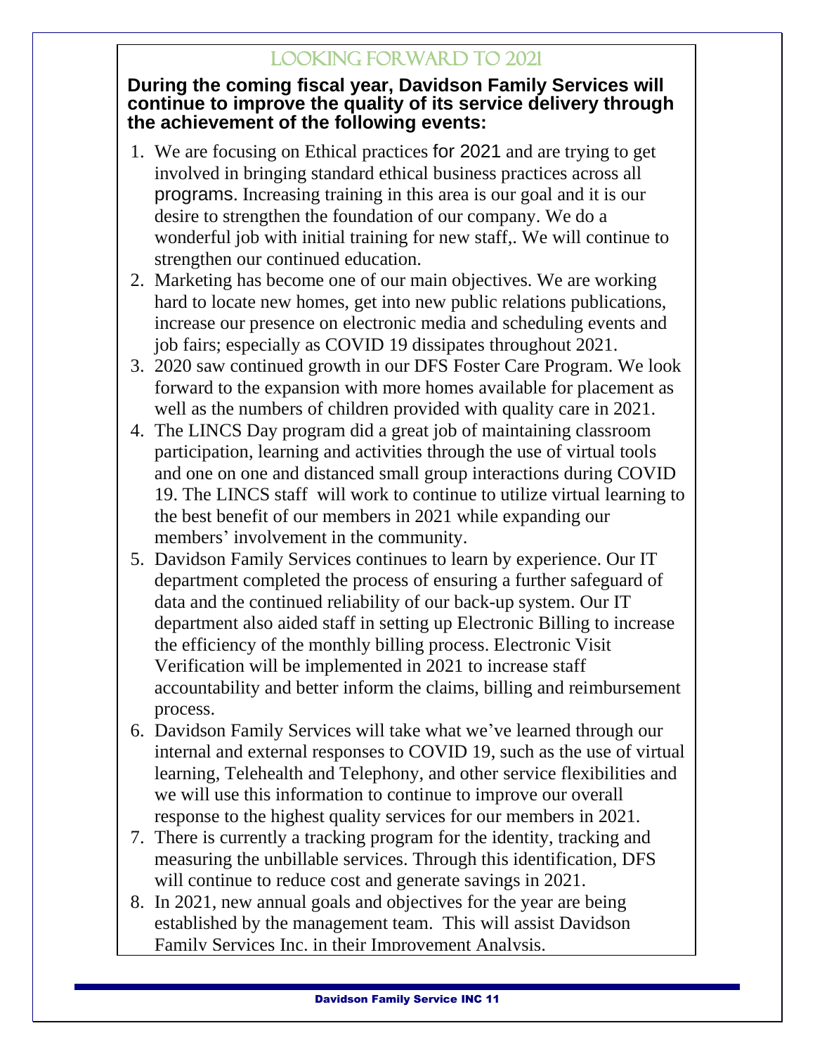# Looking Forward to 2021

**During the coming fiscal year, Davidson Family Services will continue to improve the quality of its service delivery through the achievement of the following events:**

1. We are focusing on Ethical practices for 2021 and are trying to get involved in bringing standard ethical business practices across all programs. Increasing training in this area is our goal and it is our desire to strengthen the foundation of our company. We do a wonderful job with initial training for new staff,. We will continue to strengthen our continued education.
2. Marketing has become one of our main objectives. We are working hard to locate new homes, get into new public relations publications, increase our presence on electronic media and scheduling events and job fairs; especially as COVID 19 dissipates throughout 2021.
3. 2020 saw continued growth in our DFS Foster Care Program. We look forward to the expansion with more homes available for placement as well as the numbers of children provided with quality care in 2021.
4. The LINCS Day program did a great job of maintaining classroom participation, learning and activities through the use of virtual tools and one on one and distanced small group interactions during COVID 19. The LINCS staff will work to continue to utilize virtual learning to the best benefit of our members in 2021 while expanding our members' involvement in the community.
5. Davidson Family Services continues to learn by experience. Our IT department completed the process of ensuring a further safeguard of data and the continued reliability of our back-up system. Our IT department also aided staff in setting up Electronic Billing to increase the efficiency of the monthly billing process. Electronic Visit Verification will be implemented in 2021 to increase staff accountability and better inform the claims, billing and reimbursement process.
6. Davidson Family Services will take what we've learned through our internal and external responses to COVID 19, such as the use of virtual learning, Telehealth and Telephony, and other service flexibilities and we will use this information to continue to improve our overall response to the highest quality services for our members in 2021.
7. There is currently a tracking program for the identity, tracking and measuring the unbillable services. Through this identification, DFS will continue to reduce cost and generate savings in 2021.
8. In 2021, new annual goals and objectives for the year are being established by the management team. This will assist Davidson Family Services Inc. in their Improvement Analysis.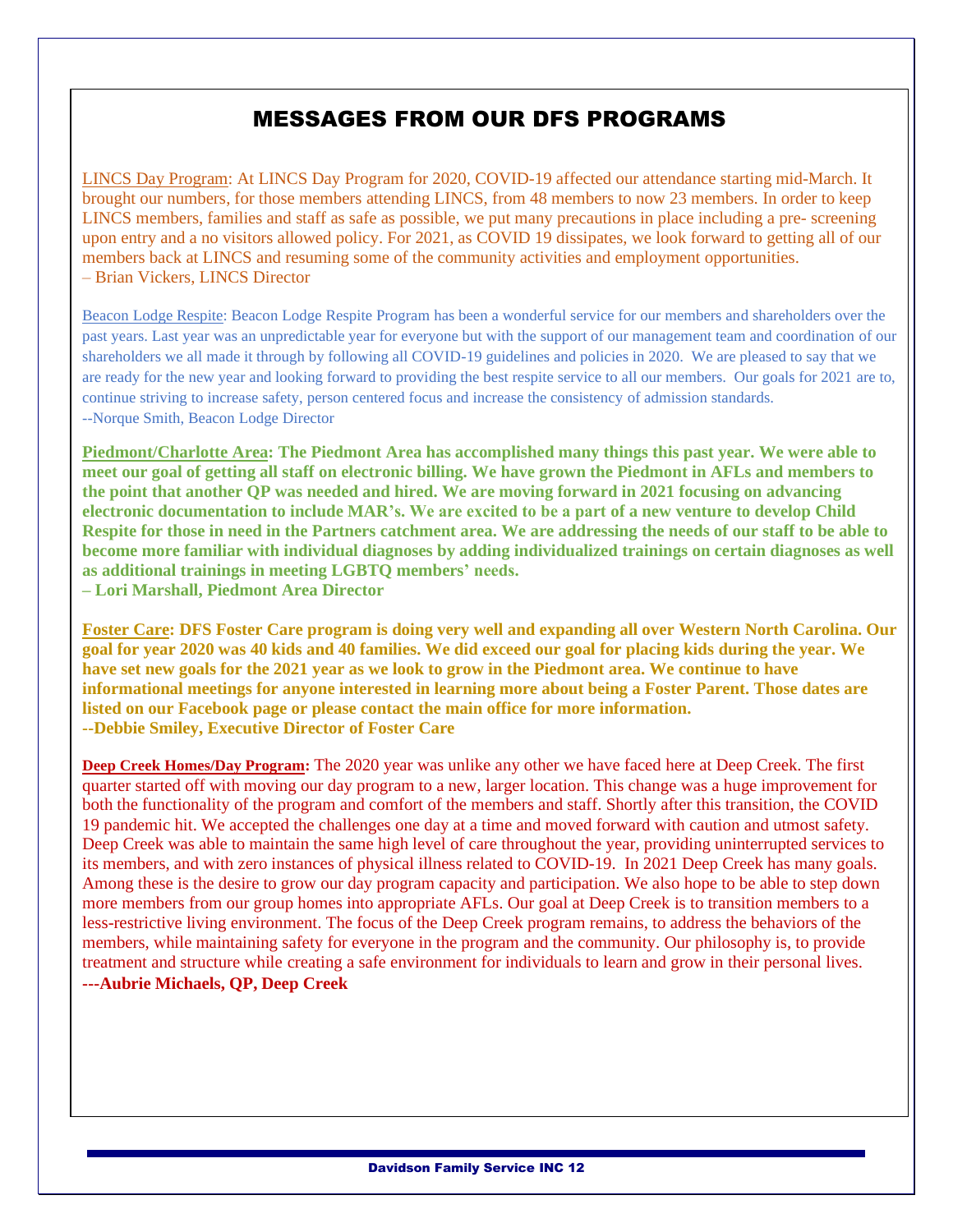# MESSAGES FROM OUR DFS PROGRAMS

LINCS Day Program: At LINCS Day Program for 2020, COVID-19 affected our attendance starting mid-March. It brought our numbers, for those members attending LINCS, from 48 members to now 23 members. In order to keep LINCS members, families and staff as safe as possible, we put many precautions in place including a pre- screening upon entry and a no visitors allowed policy. For 2021, as COVID 19 dissipates, we look forward to getting all of our members back at LINCS and resuming some of the community activities and employment opportunities.
– Brian Vickers, LINCS Director

Beacon Lodge Respite: Beacon Lodge Respite Program has been a wonderful service for our members and shareholders over the past years. Last year was an unpredictable year for everyone but with the support of our management team and coordination of our shareholders we all made it through by following all COVID-19 guidelines and policies in 2020. We are pleased to say that we are ready for the new year and looking forward to providing the best respite service to all our members. Our goals for 2021 are to, continue striving to increase safety, person centered focus and increase the consistency of admission standards.
--Norque Smith, Beacon Lodge Director

**Piedmont/Charlotte Area: The Piedmont Area has accomplished many things this past year. We were able to meet our goal of getting all staff on electronic billing. We have grown the Piedmont in AFLs and members to the point that another QP was needed and hired. We are moving forward in 2021 focusing on advancing electronic documentation to include MAR's. We are excited to be a part of a new venture to develop Child Respite for those in need in the Partners catchment area. We are addressing the needs of our staff to be able to become more familiar with individual diagnoses by adding individualized trainings on certain diagnoses as well as additional trainings in meeting LGBTQ members' needs.**
**– Lori Marshall, Piedmont Area Director**

**Foster Care: DFS Foster Care program is doing very well and expanding all over Western North Carolina. Our goal for year 2020 was 40 kids and 40 families. We did exceed our goal for placing kids during the year. We have set new goals for the 2021 year as we look to grow in the Piedmont area. We continue to have informational meetings for anyone interested in learning more about being a Foster Parent. Those dates are listed on our Facebook page or please contact the main office for more information.**
**--Debbie Smiley, Executive Director of Foster Care**

**Deep Creek Homes/Day Program:** The 2020 year was unlike any other we have faced here at Deep Creek. The first quarter started off with moving our day program to a new, larger location. This change was a huge improvement for both the functionality of the program and comfort of the members and staff. Shortly after this transition, the COVID 19 pandemic hit. We accepted the challenges one day at a time and moved forward with caution and utmost safety. Deep Creek was able to maintain the same high level of care throughout the year, providing uninterrupted services to its members, and with zero instances of physical illness related to COVID-19. In 2021 Deep Creek has many goals. Among these is the desire to grow our day program capacity and participation. We also hope to be able to step down more members from our group homes into appropriate AFLs. Our goal at Deep Creek is to transition members to a less-restrictive living environment. The focus of the Deep Creek program remains, to address the behaviors of the members, while maintaining safety for everyone in the program and the community. Our philosophy is, to provide treatment and structure while creating a safe environment for individuals to learn and grow in their personal lives.
**---Aubrie Michaels, QP, Deep Creek**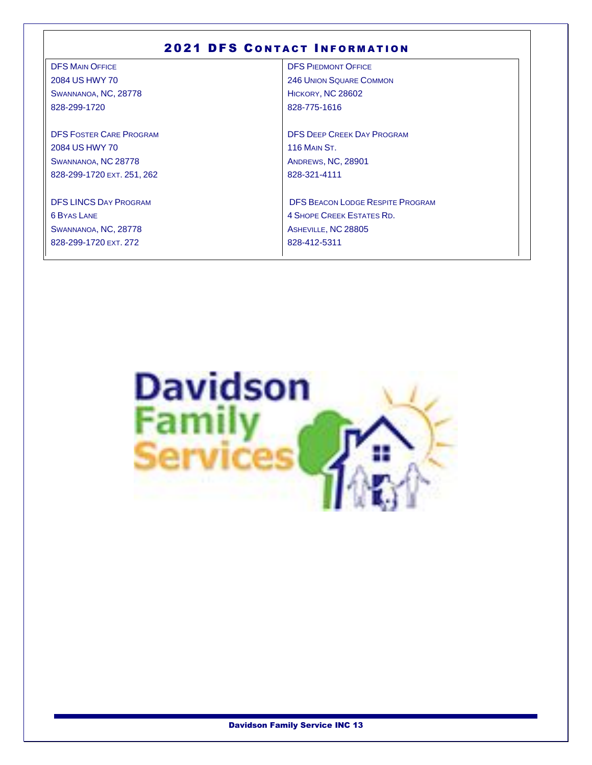## 2021 DFS Contact Information

| | |
|---|---|
| DFS Main Office<br>2084 US HWY 70<br>Swannanoa, NC, 28778<br>828-299-1720 | DFS Piedmont Office<br>246 Union Square Common<br>Hickory, NC 28602<br>828-775-1616 |
| DFS Foster Care Program<br>2084 US HWY 70<br>Swannanoa, NC 28778<br>828-299-1720 ext. 251, 262 | DFS Deep Creek Day Program<br>116 Main St.<br>Andrews, NC, 28901<br>828-321-4111 |
| DFS LINCS Day Program<br>6 Byas Lane<br>Swannanoa, NC, 28778<br>828-299-1720 ext. 272 | DFS Beacon Lodge Respite Program<br>4 Shope Creek Estates Rd.<br>Asheville, NC 28805<br>828-412-5311 |

Davidson Family Services